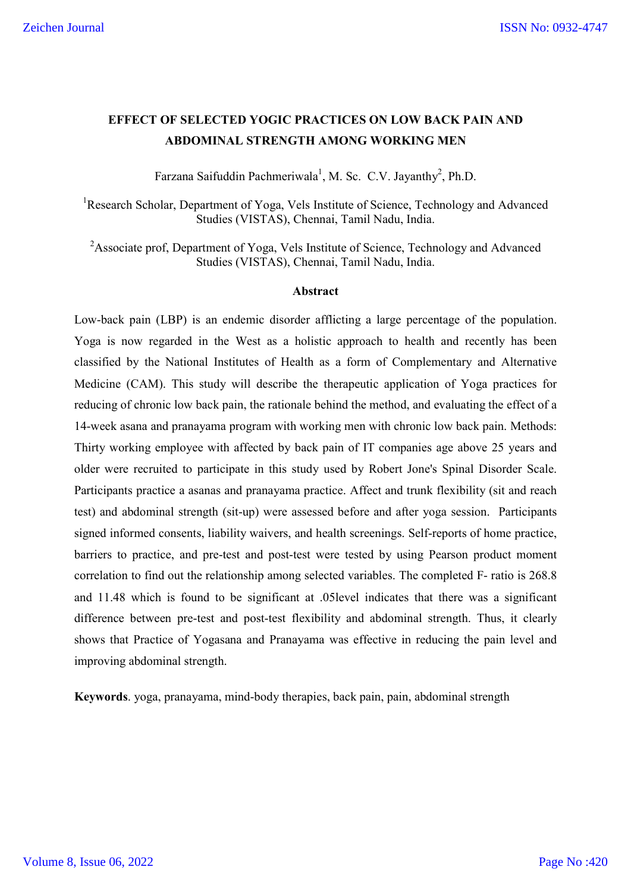# EFFECT OF SELECTED YOGIC PRACTICES ON LOW BACK PAIN AND ABDOMINAL STRENGTH AMONG WORKING MEN

Farzana Saifuddin Pachmeriwala[1], M. Sc. C.V. Jayanthy[2], Ph.D.

[1]Research Scholar, Department of Yoga, Vels Institute of Science, Technology and Advanced Studies (VISTAS), Chennai, Tamil Nadu, India.

[2]Associate prof, Department of Yoga, Vels Institute of Science, Technology and Advanced Studies (VISTAS), Chennai, Tamil Nadu, India.

## Abstract

Low-back pain (LBP) is an endemic disorder afflicting a large percentage of the population. Yoga is now regarded in the West as a holistic approach to health and recently has been classified by the National Institutes of Health as a form of Complementary and Alternative Medicine (CAM). This study will describe the therapeutic application of Yoga practices for reducing of chronic low back pain, the rationale behind the method, and evaluating the effect of a 14-week asana and pranayama program with working men with chronic low back pain. Methods: Thirty working employee with affected by back pain of IT companies age above 25 years and older were recruited to participate in this study used by Robert Jone's Spinal Disorder Scale. Participants practice a asanas and pranayama practice. Affect and trunk flexibility (sit and reach test) and abdominal strength (sit-up) were assessed before and after yoga session. Participants signed informed consents, liability waivers, and health screenings. Self-reports of home practice, barriers to practice, and pre-test and post-test were tested by using Pearson product moment correlation to find out the relationship among selected variables. The completed F- ratio is 268.8 and 11.48 which is found to be significant at .05level indicates that there was a significant difference between pre-test and post-test flexibility and abdominal strength. Thus, it clearly shows that Practice of Yogasana and Pranayama was effective in reducing the pain level and improving abdominal strength.

**Keywords**. yoga, pranayama, mind-body therapies, back pain, pain, abdominal strength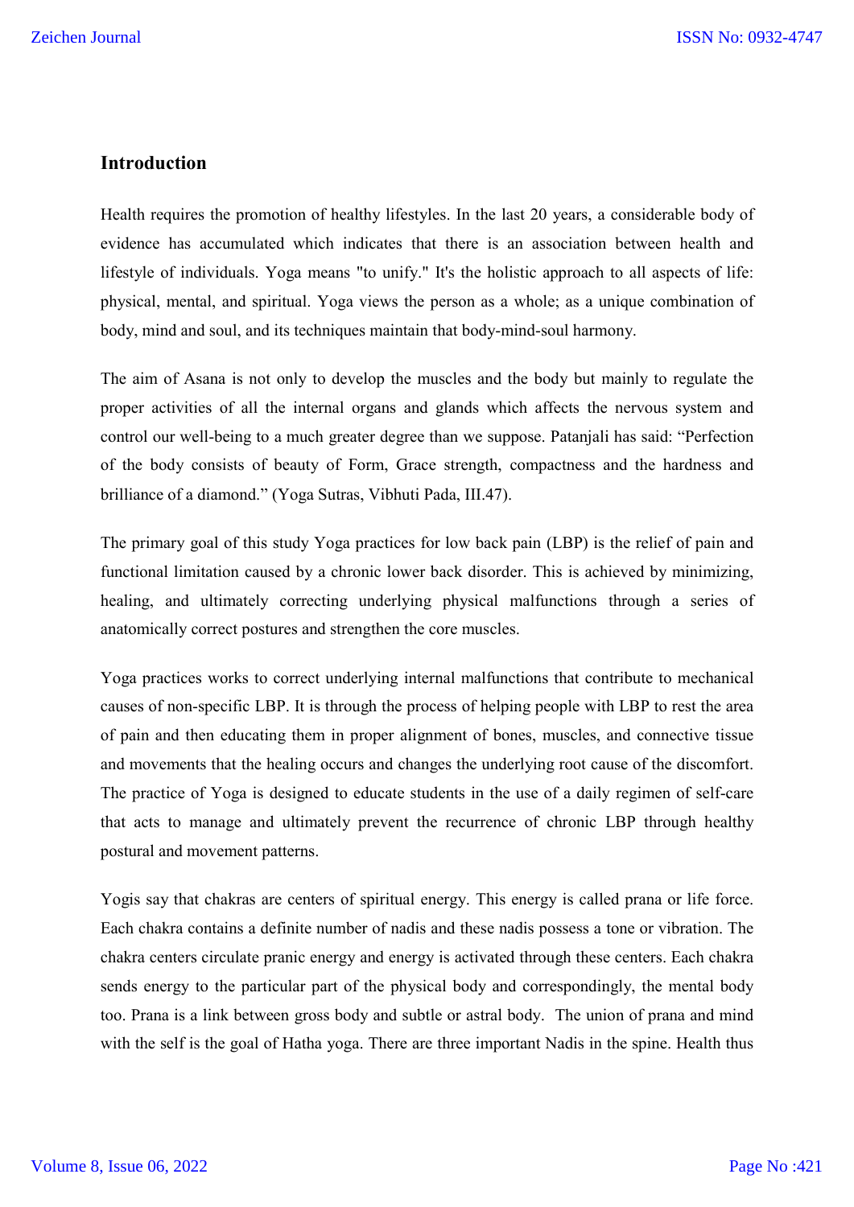## Introduction

Health requires the promotion of healthy lifestyles. In the last 20 years, a considerable body of evidence has accumulated which indicates that there is an association between health and lifestyle of individuals. Yoga means "to unify." It's the holistic approach to all aspects of life: physical, mental, and spiritual. Yoga views the person as a whole; as a unique combination of body, mind and soul, and its techniques maintain that body-mind-soul harmony.

The aim of Asana is not only to develop the muscles and the body but mainly to regulate the proper activities of all the internal organs and glands which affects the nervous system and control our well-being to a much greater degree than we suppose. Patanjali has said: "Perfection of the body consists of beauty of Form, Grace strength, compactness and the hardness and brilliance of a diamond." (Yoga Sutras, Vibhuti Pada, III.47).

The primary goal of this study Yoga practices for low back pain (LBP) is the relief of pain and functional limitation caused by a chronic lower back disorder. This is achieved by minimizing, healing, and ultimately correcting underlying physical malfunctions through a series of anatomically correct postures and strengthen the core muscles.

Yoga practices works to correct underlying internal malfunctions that contribute to mechanical causes of non-specific LBP. It is through the process of helping people with LBP to rest the area of pain and then educating them in proper alignment of bones, muscles, and connective tissue and movements that the healing occurs and changes the underlying root cause of the discomfort. The practice of Yoga is designed to educate students in the use of a daily regimen of self-care that acts to manage and ultimately prevent the recurrence of chronic LBP through healthy postural and movement patterns.

Yogis say that chakras are centers of spiritual energy. This energy is called prana or life force. Each chakra contains a definite number of nadis and these nadis possess a tone or vibration. The chakra centers circulate pranic energy and energy is activated through these centers. Each chakra sends energy to the particular part of the physical body and correspondingly, the mental body too. Prana is a link between gross body and subtle or astral body. The union of prana and mind with the self is the goal of Hatha yoga. There are three important Nadis in the spine. Health thus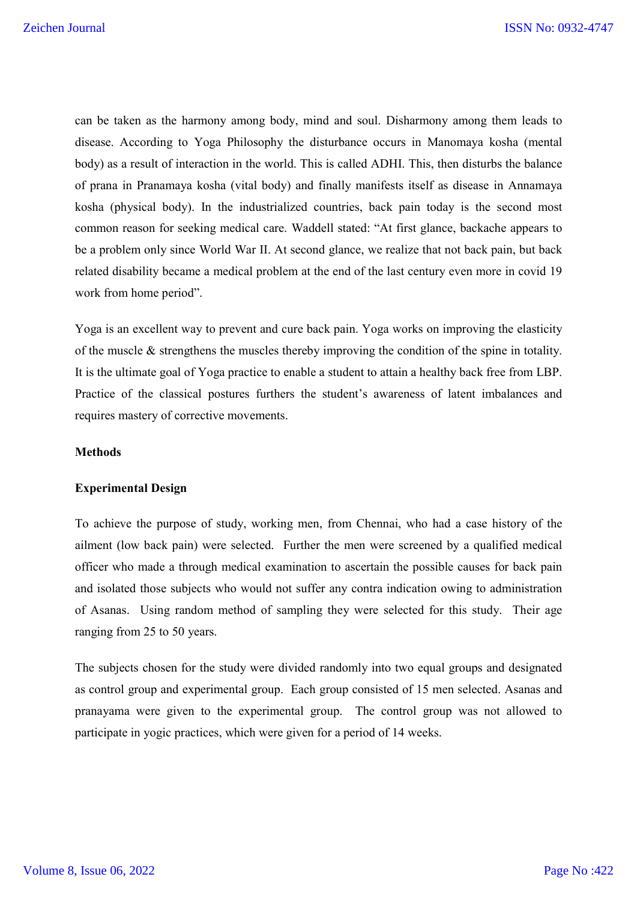can be taken as the harmony among body, mind and soul. Disharmony among them leads to disease. According to Yoga Philosophy the disturbance occurs in Manomaya kosha (mental body) as a result of interaction in the world. This is called ADHI. This, then disturbs the balance of prana in Pranamaya kosha (vital body) and finally manifests itself as disease in Annamaya kosha (physical body). In the industrialized countries, back pain today is the second most common reason for seeking medical care. Waddell stated: "At first glance, backache appears to be a problem only since World War II. At second glance, we realize that not back pain, but back related disability became a medical problem at the end of the last century even more in covid 19 work from home period".

Yoga is an excellent way to prevent and cure back pain. Yoga works on improving the elasticity of the muscle & strengthens the muscles thereby improving the condition of the spine in totality. It is the ultimate goal of Yoga practice to enable a student to attain a healthy back free from LBP. Practice of the classical postures furthers the student's awareness of latent imbalances and requires mastery of corrective movements.

**Methods**

**Experimental Design**

To achieve the purpose of study, working men, from Chennai, who had a case history of the ailment (low back pain) were selected. Further the men were screened by a qualified medical officer who made a through medical examination to ascertain the possible causes for back pain and isolated those subjects who would not suffer any contra indication owing to administration of Asanas. Using random method of sampling they were selected for this study. Their age ranging from 25 to 50 years.

The subjects chosen for the study were divided randomly into two equal groups and designated as control group and experimental group. Each group consisted of 15 men selected. Asanas and pranayama were given to the experimental group. The control group was not allowed to participate in yogic practices, which were given for a period of 14 weeks.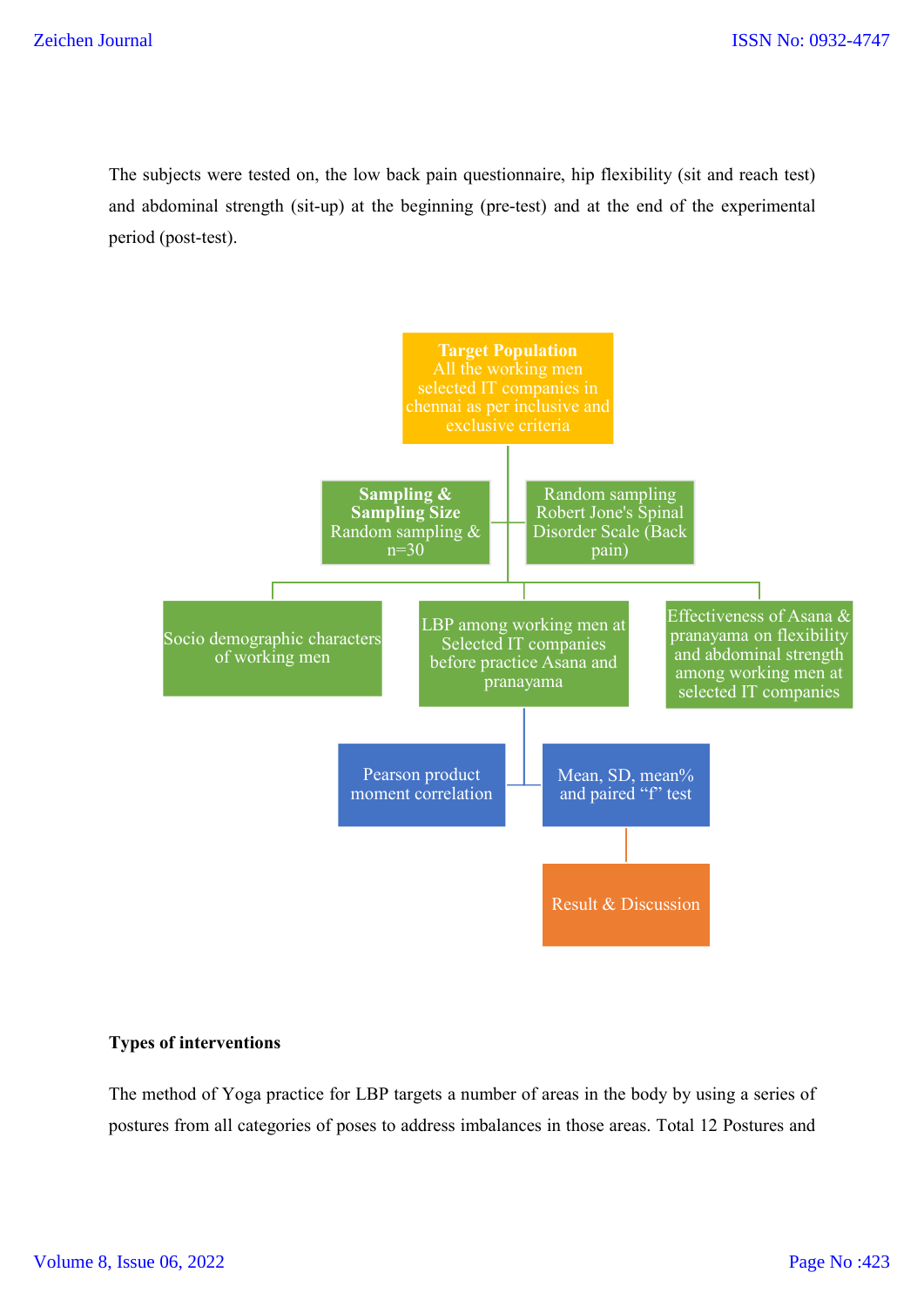The subjects were tested on, the low back pain questionnaire, hip flexibility (sit and reach test) and abdominal strength (sit-up) at the beginning (pre-test) and at the end of the experimental period (post-test).

**Target Population**
All the working men selected IT companies in chennai as per inclusive and exclusive criteria

**Sampling & Sampling Size**
Random sampling & n=30

Random sampling Robert Jone's Spinal Disorder Scale (Back pain)

Socio demographic characters of working men

LBP among working men at Selected IT companies before practice Asana and pranayama

Effectiveness of Asana & pranayama on flexibility and abdominal strength among working men at selected IT companies

Pearson product moment correlation

Mean, SD, mean% and paired "f" test

Result & Discussion

**Types of interventions**

The method of Yoga practice for LBP targets a number of areas in the body by using a series of postures from all categories of poses to address imbalances in those areas. Total 12 Postures and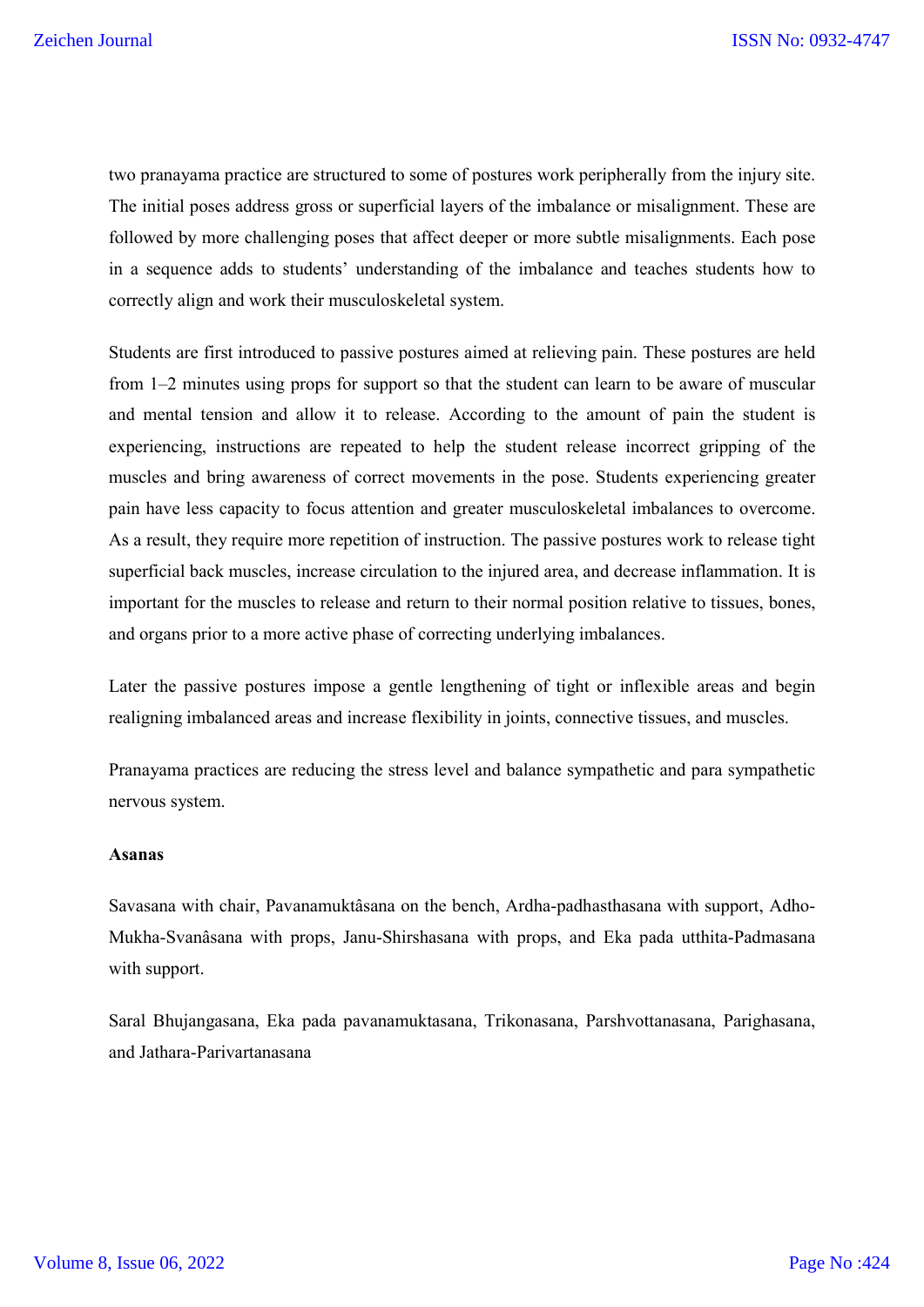two pranayama practice are structured to some of postures work peripherally from the injury site. The initial poses address gross or superficial layers of the imbalance or misalignment. These are followed by more challenging poses that affect deeper or more subtle misalignments. Each pose in a sequence adds to students' understanding of the imbalance and teaches students how to correctly align and work their musculoskeletal system.

Students are first introduced to passive postures aimed at relieving pain. These postures are held from 1–2 minutes using props for support so that the student can learn to be aware of muscular and mental tension and allow it to release. According to the amount of pain the student is experiencing, instructions are repeated to help the student release incorrect gripping of the muscles and bring awareness of correct movements in the pose. Students experiencing greater pain have less capacity to focus attention and greater musculoskeletal imbalances to overcome. As a result, they require more repetition of instruction. The passive postures work to release tight superficial back muscles, increase circulation to the injured area, and decrease inflammation. It is important for the muscles to release and return to their normal position relative to tissues, bones, and organs prior to a more active phase of correcting underlying imbalances.

Later the passive postures impose a gentle lengthening of tight or inflexible areas and begin realigning imbalanced areas and increase flexibility in joints, connective tissues, and muscles.

Pranayama practices are reducing the stress level and balance sympathetic and para sympathetic nervous system.

**Asanas**

Savasana with chair, Pavanamuktâsana on the bench, Ardha-padhasthasana with support, Adho-Mukha-Svanâsana with props, Janu-Shirshasana with props, and Eka pada utthita-Padmasana with support.

Saral Bhujangasana, Eka pada pavanamuktasana, Trikonasana, Parshvottanasana, Parighasana, and Jathara-Parivartanasana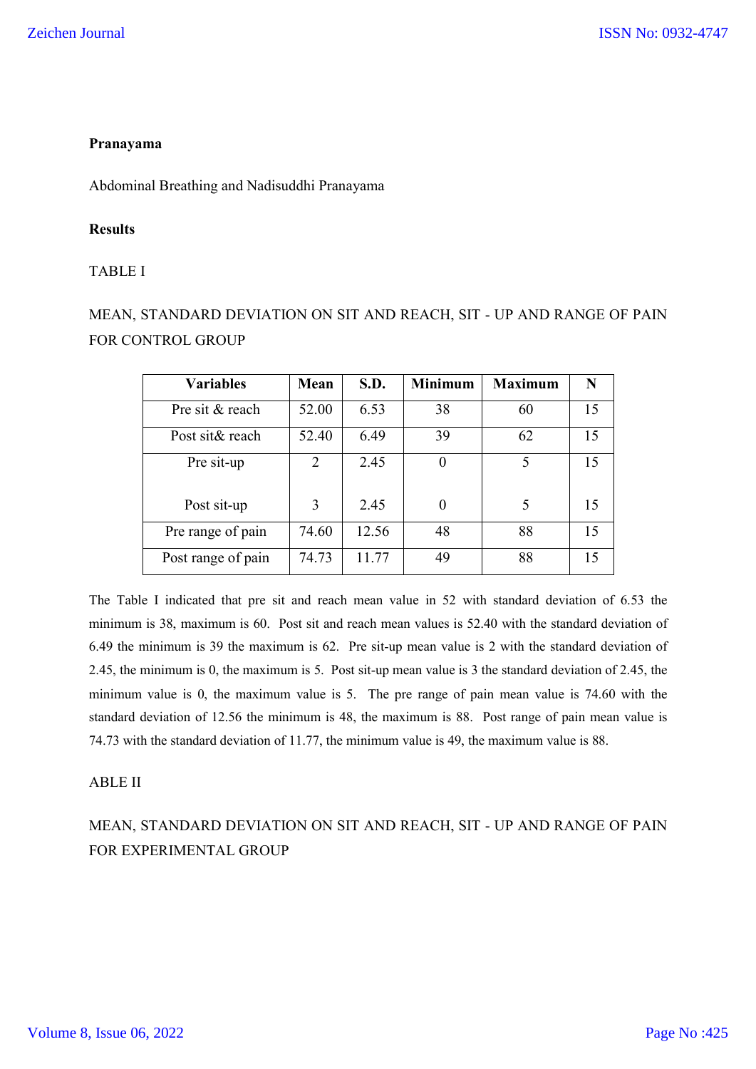**Pranayama**

Abdominal Breathing and Nadisuddhi Pranayama

**Results**

TABLE I

MEAN, STANDARD DEVIATION ON SIT AND REACH, SIT - UP AND RANGE OF PAIN FOR CONTROL GROUP

| Variables | Mean | S.D. | Minimum | Maximum | N |
|---|---|---|---|---|---|
| Pre sit & reach | 52.00 | 6.53 | 38 | 60 | 15 |
| Post sit& reach | 52.40 | 6.49 | 39 | 62 | 15 |
| Pre sit-up | 2 | 2.45 | 0 | 5 | 15 |
| Post sit-up | 3 | 2.45 | 0 | 5 | 15 |
| Pre range of pain | 74.60 | 12.56 | 48 | 88 | 15 |
| Post range of pain | 74.73 | 11.77 | 49 | 88 | 15 |

The Table I indicated that pre sit and reach mean value in 52 with standard deviation of 6.53 the minimum is 38, maximum is 60. Post sit and reach mean values is 52.40 with the standard deviation of 6.49 the minimum is 39 the maximum is 62. Pre sit-up mean value is 2 with the standard deviation of 2.45, the minimum is 0, the maximum is 5. Post sit-up mean value is 3 the standard deviation of 2.45, the minimum value is 0, the maximum value is 5. The pre range of pain mean value is 74.60 with the standard deviation of 12.56 the minimum is 48, the maximum is 88. Post range of pain mean value is 74.73 with the standard deviation of 11.77, the minimum value is 49, the maximum value is 88.

ABLE II

MEAN, STANDARD DEVIATION ON SIT AND REACH, SIT - UP AND RANGE OF PAIN FOR EXPERIMENTAL GROUP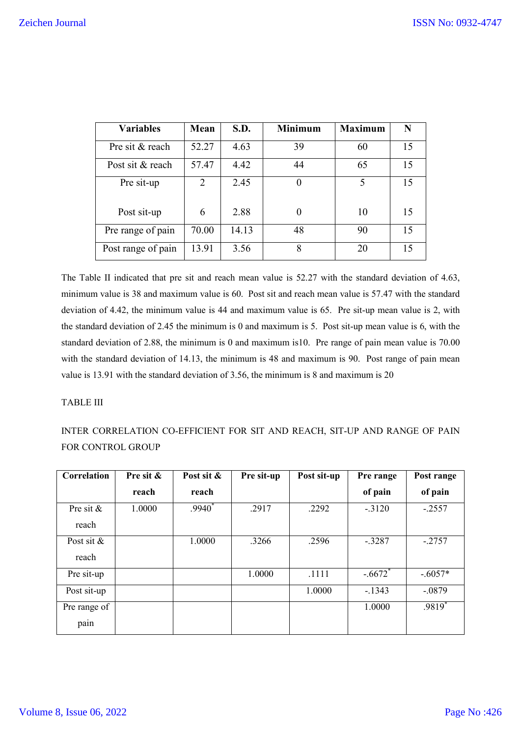| Variables | Mean | S.D. | Minimum | Maximum | N |
| --- | --- | --- | --- | --- | --- |
| Pre sit & reach | 52.27 | 4.63 | 39 | 60 | 15 |
| Post sit & reach | 57.47 | 4.42 | 44 | 65 | 15 |
| Pre sit-up | 2 | 2.45 | 0 | 5 | 15 |
| Post sit-up | 6 | 2.88 | 0 | 10 | 15 |
| Pre range of pain | 70.00 | 14.13 | 48 | 90 | 15 |
| Post range of pain | 13.91 | 3.56 | 8 | 20 | 15 |

The Table II indicated that pre sit and reach mean value is 52.27 with the standard deviation of 4.63, minimum value is 38 and maximum value is 60. Post sit and reach mean value is 57.47 with the standard deviation of 4.42, the minimum value is 44 and maximum value is 65. Pre sit-up mean value is 2, with the standard deviation of 2.45 the minimum is 0 and maximum is 5. Post sit-up mean value is 6, with the standard deviation of 2.88, the minimum is 0 and maximum is10. Pre range of pain mean value is 70.00 with the standard deviation of 14.13, the minimum is 48 and maximum is 90. Post range of pain mean value is 13.91 with the standard deviation of 3.56, the minimum is 8 and maximum is 20

TABLE III

INTER CORRELATION CO-EFFICIENT FOR SIT AND REACH, SIT-UP AND RANGE OF PAIN FOR CONTROL GROUP

| Correlation | Pre sit & reach | Post sit & reach | Pre sit-up | Post sit-up | Pre range of pain | Post range of pain |
| --- | --- | --- | --- | --- | --- | --- |
| Pre sit & reach | 1.0000 | .9940* | .2917 | .2292 | -.3120 | -.2557 |
| Post sit & reach | | 1.0000 | .3266 | .2596 | -.3287 | -.2757 |
| Pre sit-up | | | 1.0000 | .1111 | -.6672* | -.6057* |
| Post sit-up | | | | 1.0000 | -.1343 | -.0879 |
| Pre range of pain | | | | | 1.0000 | .9819* |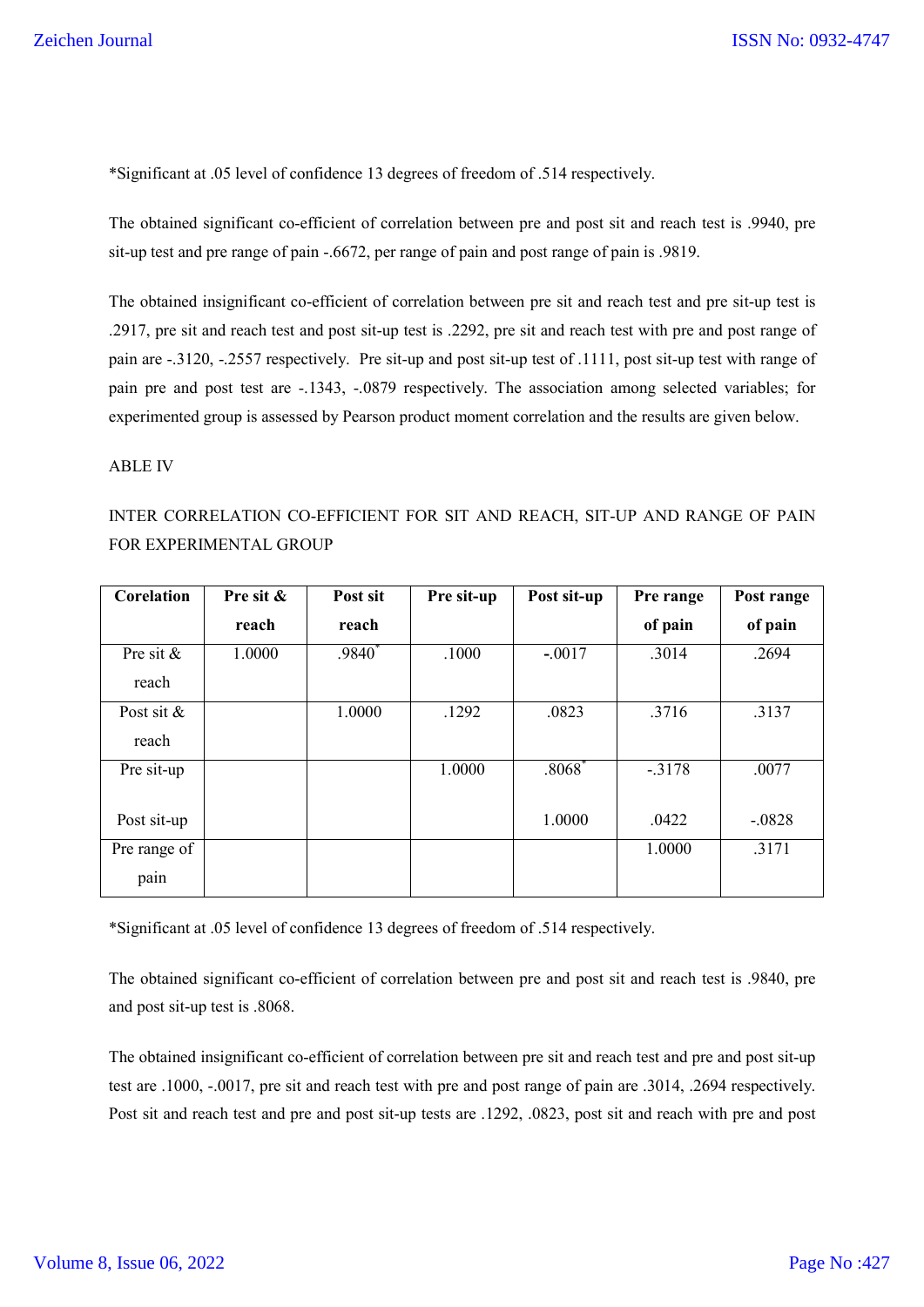*Significant at .05 level of confidence 13 degrees of freedom of .514 respectively.

The obtained significant co-efficient of correlation between pre and post sit and reach test is .9940, pre sit-up test and pre range of pain -.6672, per range of pain and post range of pain is .9819.

The obtained insignificant co-efficient of correlation between pre sit and reach test and pre sit-up test is .2917, pre sit and reach test and post sit-up test is .2292, pre sit and reach test with pre and post range of pain are -.3120, -.2557 respectively. Pre sit-up and post sit-up test of .1111, post sit-up test with range of pain pre and post test are -.1343, -.0879 respectively. The association among selected variables; for experimented group is assessed by Pearson product moment correlation and the results are given below.

ABLE IV

INTER CORRELATION CO-EFFICIENT FOR SIT AND REACH, SIT-UP AND RANGE OF PAIN FOR EXPERIMENTAL GROUP

| Corelation | Pre sit & reach | Post sit reach | Pre sit-up | Post sit-up | Pre range of pain | Post range of pain |
|---|---|---|---|---|---|---|
| Pre sit & reach | 1.0000 | .9840* | .1000 | -.0017 | .3014 | .2694 |
| Post sit & reach | | 1.0000 | .1292 | .0823 | .3716 | .3137 |
| Pre sit-up | | | 1.0000 | .8068* | -.3178 | .0077 |
| Post sit-up | | | | 1.0000 | .0422 | -.0828 |
| Pre range of pain | | | | | 1.0000 | .3171 |

*Significant at .05 level of confidence 13 degrees of freedom of .514 respectively.

The obtained significant co-efficient of correlation between pre and post sit and reach test is .9840, pre and post sit-up test is .8068.

The obtained insignificant co-efficient of correlation between pre sit and reach test and pre and post sit-up test are .1000, -.0017, pre sit and reach test with pre and post range of pain are .3014, .2694 respectively. Post sit and reach test and pre and post sit-up tests are .1292, .0823, post sit and reach with pre and post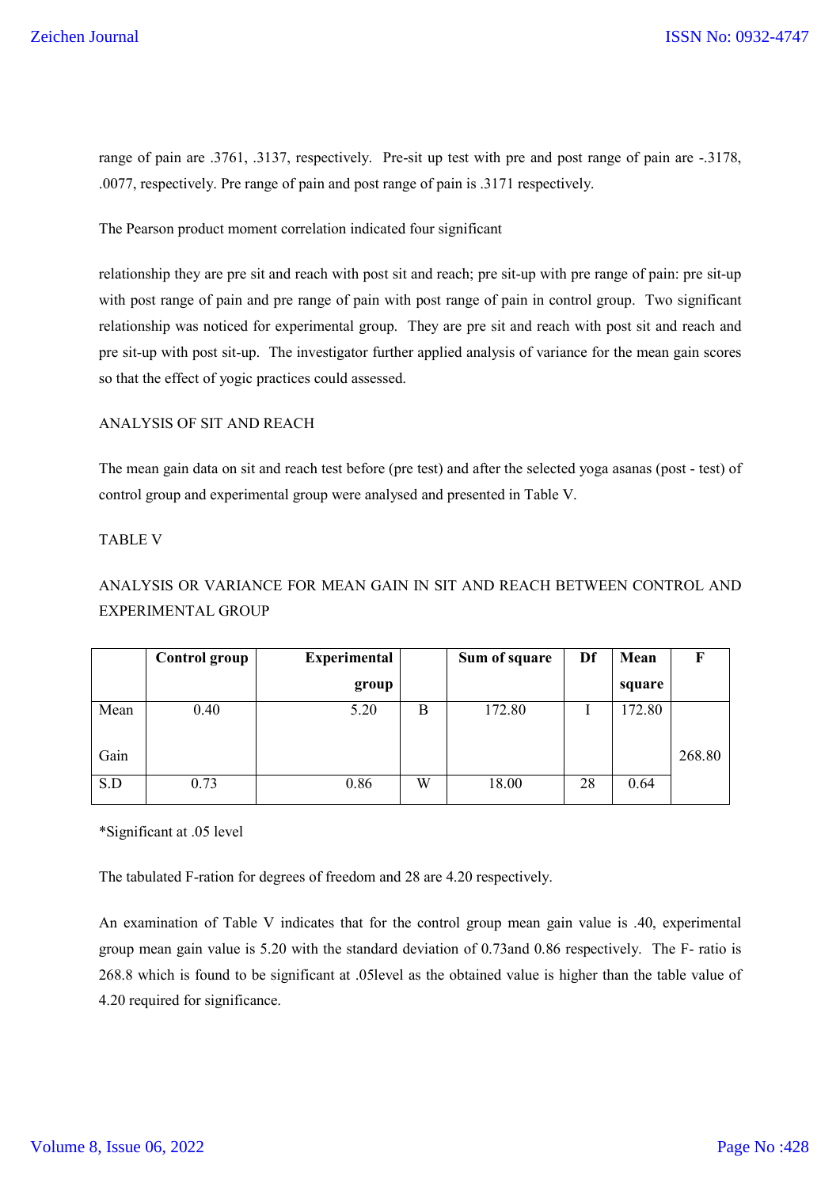range of pain are .3761, .3137, respectively. Pre-sit up test with pre and post range of pain are -.3178, .0077, respectively. Pre range of pain and post range of pain is .3171 respectively.

The Pearson product moment correlation indicated four significant

relationship they are pre sit and reach with post sit and reach; pre sit-up with pre range of pain: pre sit-up with post range of pain and pre range of pain with post range of pain in control group. Two significant relationship was noticed for experimental group. They are pre sit and reach with post sit and reach and pre sit-up with post sit-up. The investigator further applied analysis of variance for the mean gain scores so that the effect of yogic practices could assessed.

ANALYSIS OF SIT AND REACH

The mean gain data on sit and reach test before (pre test) and after the selected yoga asanas (post - test) of control group and experimental group were analysed and presented in Table V.

TABLE V

ANALYSIS OR VARIANCE FOR MEAN GAIN IN SIT AND REACH BETWEEN CONTROL AND EXPERIMENTAL GROUP

| | Control group | Experimental group | | Sum of square | Df | Mean square | F |
|---|---|---|---|---|---|---|---|
| Mean Gain | 0.40 | 5.20 | B | 172.80 | I | 172.80 | 268.80 |
| S.D | 0.73 | 0.86 | W | 18.00 | 28 | 0.64 | |

*Significant at .05 level

The tabulated F-ration for degrees of freedom and 28 are 4.20 respectively.

An examination of Table V indicates that for the control group mean gain value is .40, experimental group mean gain value is 5.20 with the standard deviation of 0.73and 0.86 respectively. The F- ratio is 268.8 which is found to be significant at .05level as the obtained value is higher than the table value of 4.20 required for significance.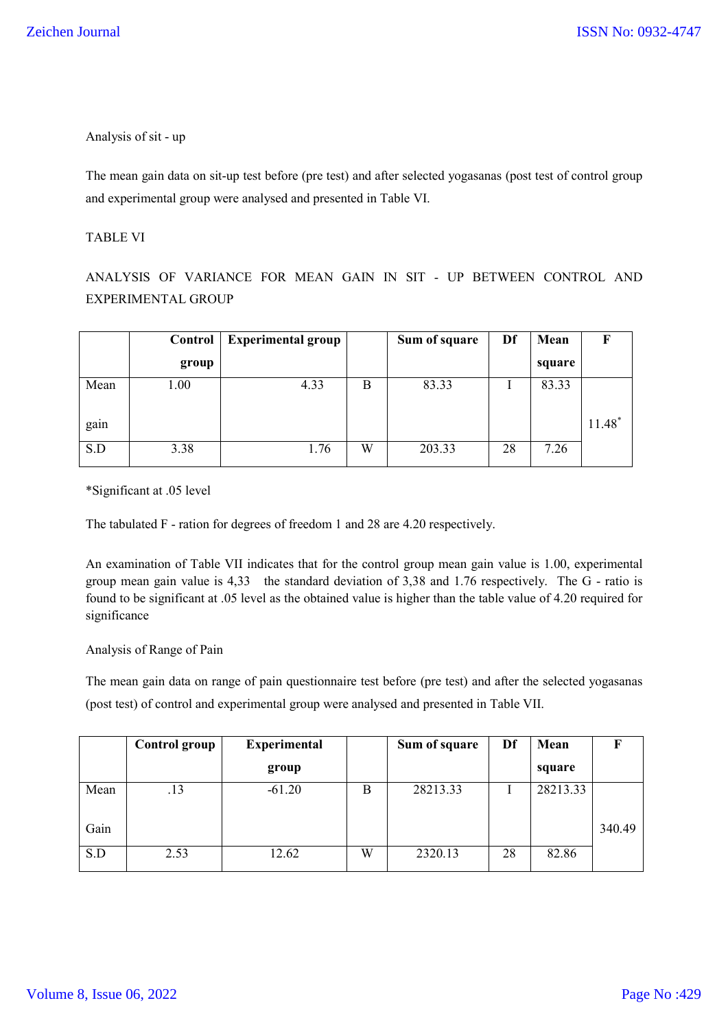Analysis of sit - up

The mean gain data on sit-up test before (pre test) and after selected yogasanas (post test of control group and experimental group were analysed and presented in Table VI.

TABLE VI

ANALYSIS OF VARIANCE FOR MEAN GAIN IN SIT - UP BETWEEN CONTROL AND EXPERIMENTAL GROUP

| | Control group | Experimental group | | Sum of square | Df | Mean square | F |
|---|---|---|---|---|---|---|---|
| Mean gain | 1.00 | 4.33 | B | 83.33 | I | 83.33 | 11.48* |
| S.D | 3.38 | 1.76 | W | 203.33 | 28 | 7.26 | |

*Significant at .05 level

The tabulated F - ration for degrees of freedom 1 and 28 are 4.20 respectively.

An examination of Table VII indicates that for the control group mean gain value is 1.00, experimental group mean gain value is 4,33 the standard deviation of 3,38 and 1.76 respectively. The G - ratio is found to be significant at .05 level as the obtained value is higher than the table value of 4.20 required for significance

Analysis of Range of Pain

The mean gain data on range of pain questionnaire test before (pre test) and after the selected yogasanas (post test) of control and experimental group were analysed and presented in Table VII.

| | Control group | Experimental group | | Sum of square | Df | Mean square | F |
|---|---|---|---|---|---|---|---|
| Mean Gain | .13 | -61.20 | B | 28213.33 | I | 28213.33 | 340.49 |
| S.D | 2.53 | 12.62 | W | 2320.13 | 28 | 82.86 | |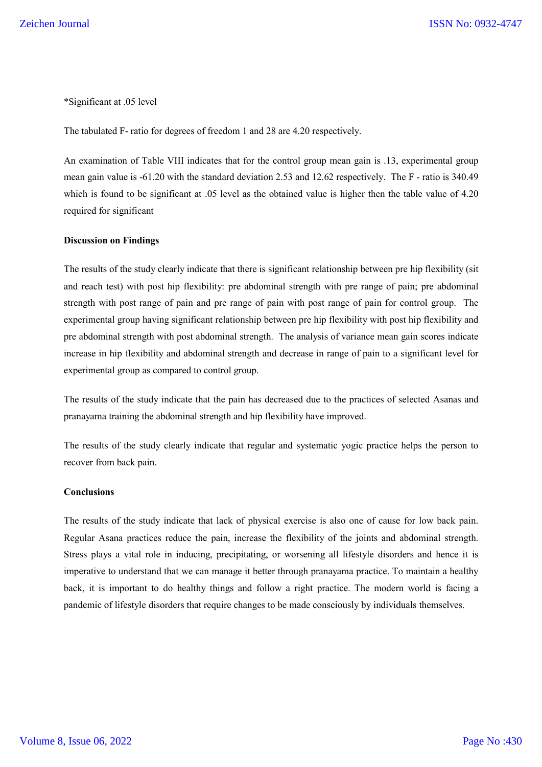*Significant at .05 level

The tabulated F- ratio for degrees of freedom 1 and 28 are 4.20 respectively.

An examination of Table VIII indicates that for the control group mean gain is .13, experimental group mean gain value is -61.20 with the standard deviation 2.53 and 12.62 respectively. The F - ratio is 340.49 which is found to be significant at .05 level as the obtained value is higher then the table value of 4.20 required for significant

**Discussion on Findings**

The results of the study clearly indicate that there is significant relationship between pre hip flexibility (sit and reach test) with post hip flexibility: pre abdominal strength with pre range of pain; pre abdominal strength with post range of pain and pre range of pain with post range of pain for control group. The experimental group having significant relationship between pre hip flexibility with post hip flexibility and pre abdominal strength with post abdominal strength. The analysis of variance mean gain scores indicate increase in hip flexibility and abdominal strength and decrease in range of pain to a significant level for experimental group as compared to control group.

The results of the study indicate that the pain has decreased due to the practices of selected Asanas and pranayama training the abdominal strength and hip flexibility have improved.

The results of the study clearly indicate that regular and systematic yogic practice helps the person to recover from back pain.

**Conclusions**

The results of the study indicate that lack of physical exercise is also one of cause for low back pain. Regular Asana practices reduce the pain, increase the flexibility of the joints and abdominal strength. Stress plays a vital role in inducing, precipitating, or worsening all lifestyle disorders and hence it is imperative to understand that we can manage it better through pranayama practice. To maintain a healthy back, it is important to do healthy things and follow a right practice. The modern world is facing a pandemic of lifestyle disorders that require changes to be made consciously by individuals themselves.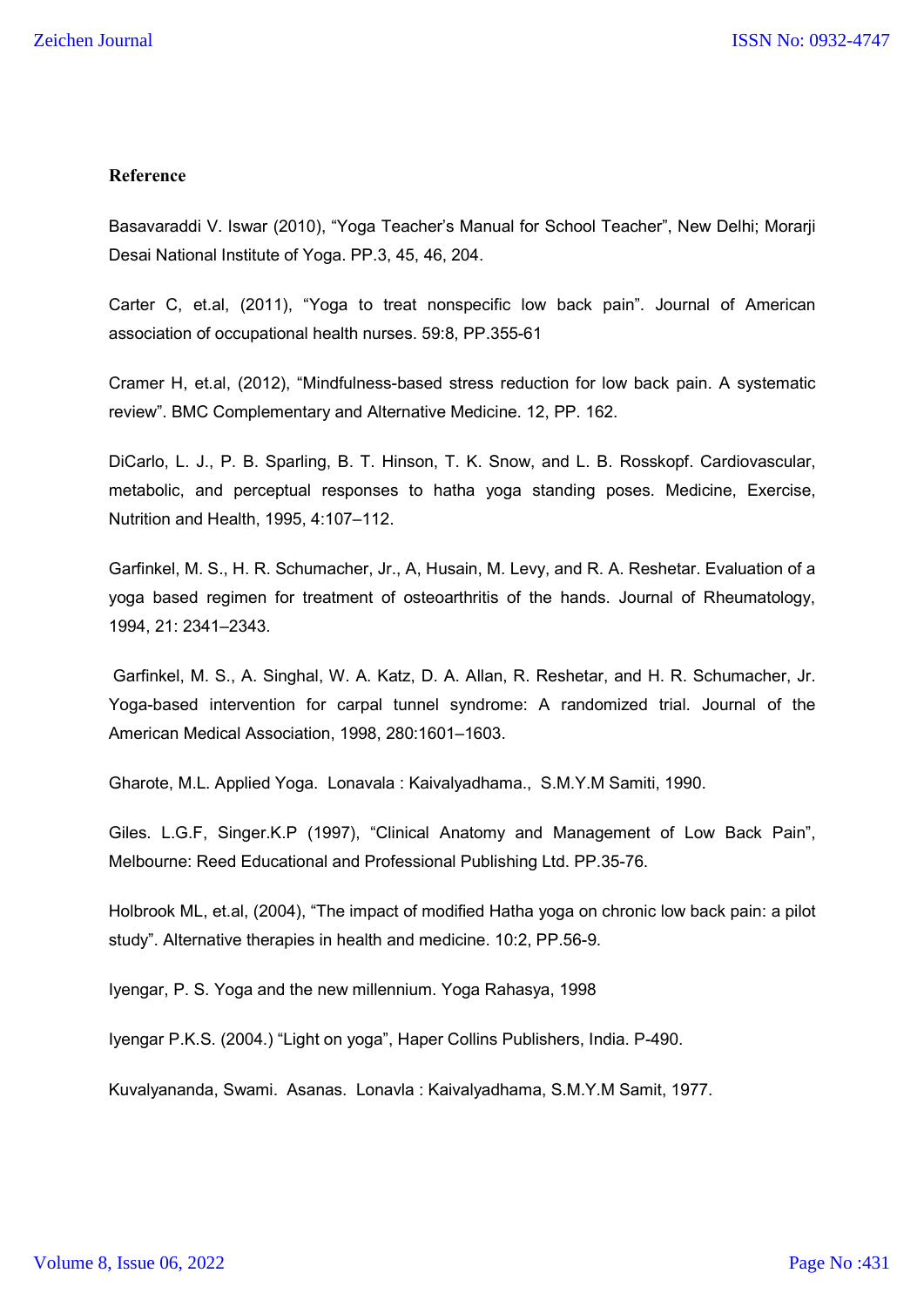## Reference

Basavaraddi V. Iswar (2010), "Yoga Teacher's Manual for School Teacher", New Delhi; Morarji Desai National Institute of Yoga. PP.3, 45, 46, 204.

Carter C, et.al, (2011), "Yoga to treat nonspecific low back pain". Journal of American association of occupational health nurses. 59:8, PP.355-61

Cramer H, et.al, (2012), "Mindfulness-based stress reduction for low back pain. A systematic review". BMC Complementary and Alternative Medicine. 12, PP. 162.

DiCarlo, L. J., P. B. Sparling, B. T. Hinson, T. K. Snow, and L. B. Rosskopf. Cardiovascular, metabolic, and perceptual responses to hatha yoga standing poses. Medicine, Exercise, Nutrition and Health, 1995, 4:107–112.

Garfinkel, M. S., H. R. Schumacher, Jr., A, Husain, M. Levy, and R. A. Reshetar. Evaluation of a yoga based regimen for treatment of osteoarthritis of the hands. Journal of Rheumatology, 1994, 21: 2341–2343.

Garfinkel, M. S., A. Singhal, W. A. Katz, D. A. Allan, R. Reshetar, and H. R. Schumacher, Jr. Yoga-based intervention for carpal tunnel syndrome: A randomized trial. Journal of the American Medical Association, 1998, 280:1601–1603.

Gharote, M.L. Applied Yoga. Lonavala : Kaivalyadhama., S.M.Y.M Samiti, 1990.

Giles. L.G.F, Singer.K.P (1997), "Clinical Anatomy and Management of Low Back Pain", Melbourne: Reed Educational and Professional Publishing Ltd. PP.35-76.

Holbrook ML, et.al, (2004), "The impact of modified Hatha yoga on chronic low back pain: a pilot study". Alternative therapies in health and medicine. 10:2, PP.56-9.

Iyengar, P. S. Yoga and the new millennium. Yoga Rahasya, 1998

Iyengar P.K.S. (2004.) "Light on yoga", Haper Collins Publishers, India. P-490.

Kuvalyananda, Swami. Asanas. Lonavla : Kaivalyadhama, S.M.Y.M Samit, 1977.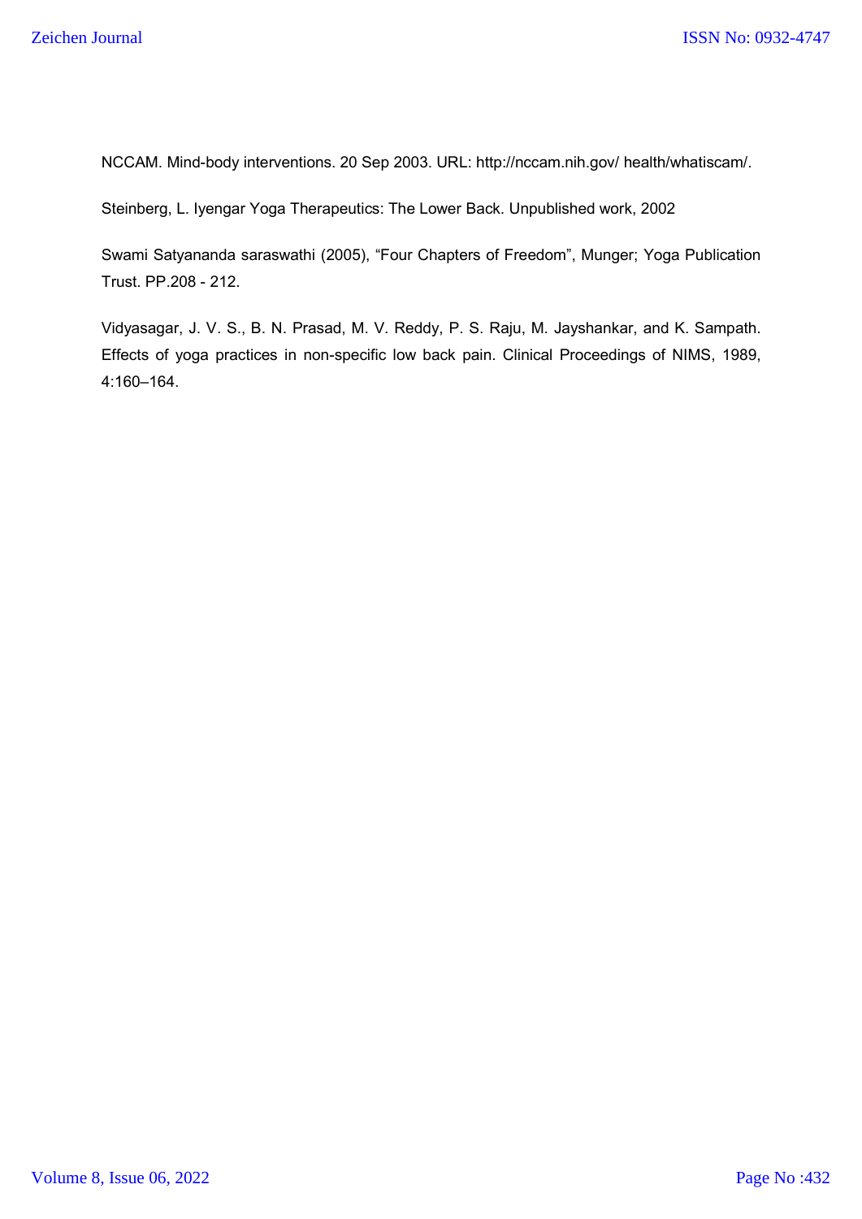NCCAM. Mind-body interventions. 20 Sep 2003. URL: http://nccam.nih.gov/ health/whatiscam/.

Steinberg, L. Iyengar Yoga Therapeutics: The Lower Back. Unpublished work, 2002

Swami Satyananda saraswathi (2005), "Four Chapters of Freedom", Munger; Yoga Publication Trust. PP.208 - 212.

Vidyasagar, J. V. S., B. N. Prasad, M. V. Reddy, P. S. Raju, M. Jayshankar, and K. Sampath. Effects of yoga practices in non-specific low back pain. Clinical Proceedings of NIMS, 1989, 4:160–164.